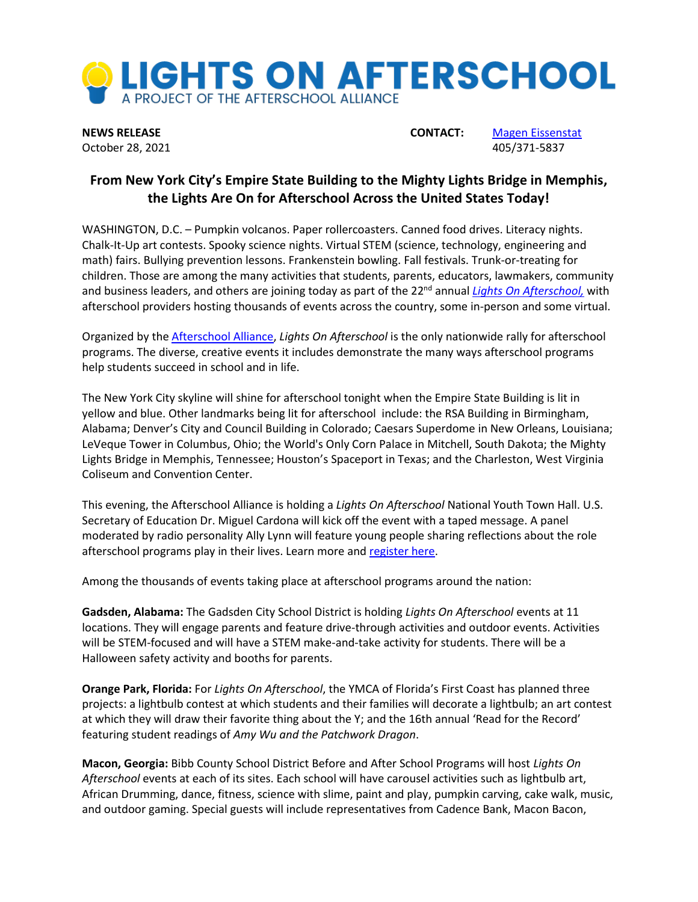# LIGHTS ON AFTERSCHOOL

A PROJECT OF THE AFTERSCHOOL ALLIANCE

**NEWS RELEASE**
October 28, 2021

**CONTACT:** Magen Eissenstat
405/371-5837

## From New York City's Empire State Building to the Mighty Lights Bridge in Memphis, the Lights Are On for Afterschool Across the United States Today!

WASHINGTON, D.C. – Pumpkin volcanos. Paper rollercoasters. Canned food drives. Literacy nights. Chalk-It-Up art contests. Spooky science nights. Virtual STEM (science, technology, engineering and math) fairs. Bullying prevention lessons. Frankenstein bowling. Fall festivals. Trunk-or-treating for children. Those are among the many activities that students, parents, educators, lawmakers, community and business leaders, and others are joining today as part of the 22nd annual *Lights On Afterschool,* with afterschool providers hosting thousands of events across the country, some in-person and some virtual.

Organized by the Afterschool Alliance, *Lights On Afterschool* is the only nationwide rally for afterschool programs. The diverse, creative events it includes demonstrate the many ways afterschool programs help students succeed in school and in life.

The New York City skyline will shine for afterschool tonight when the Empire State Building is lit in yellow and blue. Other landmarks being lit for afterschool include: the RSA Building in Birmingham, Alabama; Denver's City and Council Building in Colorado; Caesars Superdome in New Orleans, Louisiana; LeVeque Tower in Columbus, Ohio; the World's Only Corn Palace in Mitchell, South Dakota; the Mighty Lights Bridge in Memphis, Tennessee; Houston's Spaceport in Texas; and the Charleston, West Virginia Coliseum and Convention Center.

This evening, the Afterschool Alliance is holding a *Lights On Afterschool* National Youth Town Hall. U.S. Secretary of Education Dr. Miguel Cardona will kick off the event with a taped message. A panel moderated by radio personality Ally Lynn will feature young people sharing reflections about the role afterschool programs play in their lives. Learn more and register here.

Among the thousands of events taking place at afterschool programs around the nation:

**Gadsden, Alabama:** The Gadsden City School District is holding *Lights On Afterschool* events at 11 locations. They will engage parents and feature drive-through activities and outdoor events. Activities will be STEM-focused and will have a STEM make-and-take activity for students. There will be a Halloween safety activity and booths for parents.

**Orange Park, Florida:** For *Lights On Afterschool*, the YMCA of Florida's First Coast has planned three projects: a lightbulb contest at which students and their families will decorate a lightbulb; an art contest at which they will draw their favorite thing about the Y; and the 16th annual 'Read for the Record' featuring student readings of *Amy Wu and the Patchwork Dragon*.

**Macon, Georgia:** Bibb County School District Before and After School Programs will host *Lights On Afterschool* events at each of its sites. Each school will have carousel activities such as lightbulb art, African Drumming, dance, fitness, science with slime, paint and play, pumpkin carving, cake walk, music, and outdoor gaming. Special guests will include representatives from Cadence Bank, Macon Bacon,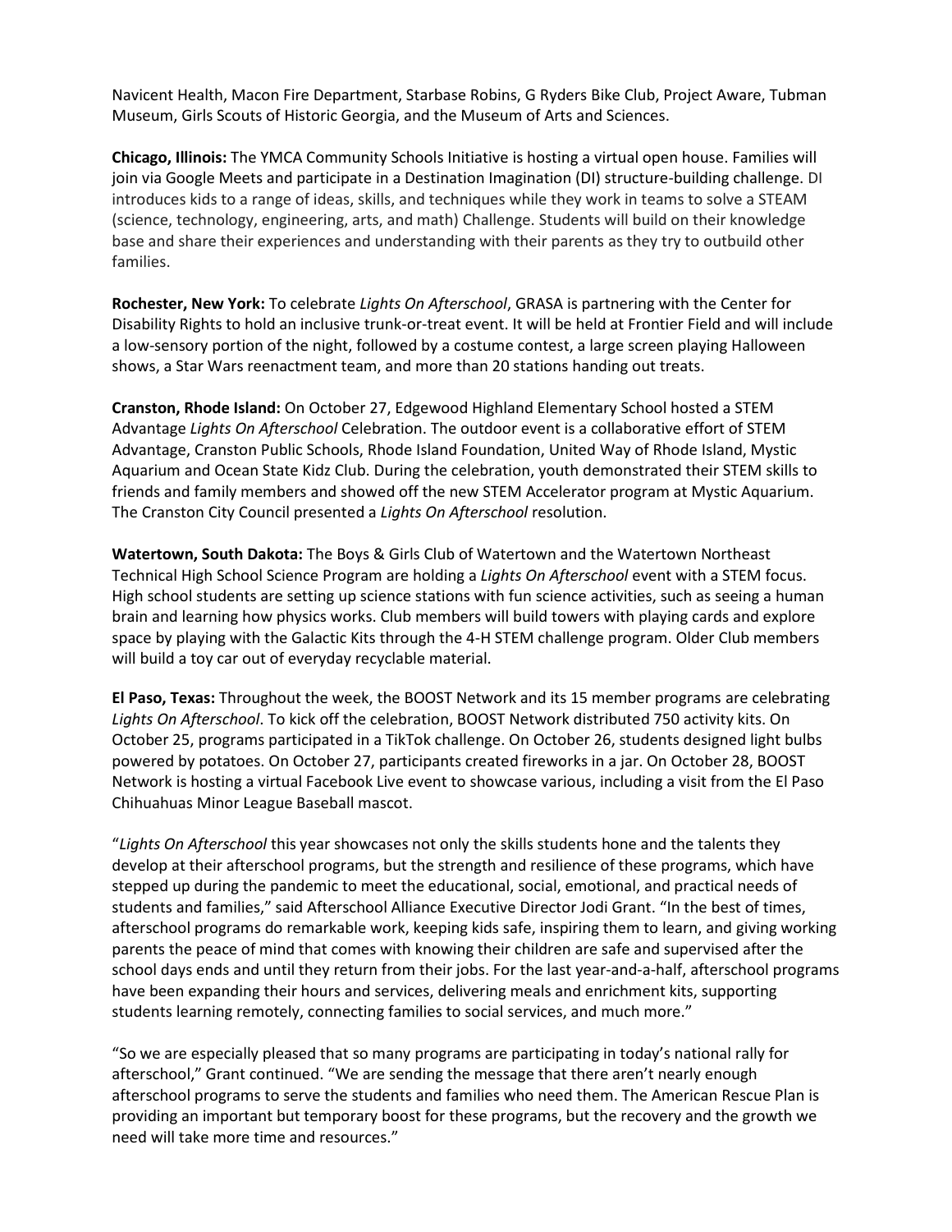Navicent Health, Macon Fire Department, Starbase Robins, G Ryders Bike Club, Project Aware, Tubman Museum, Girls Scouts of Historic Georgia, and the Museum of Arts and Sciences.

**Chicago, Illinois:** The YMCA Community Schools Initiative is hosting a virtual open house. Families will join via Google Meets and participate in a Destination Imagination (DI) structure-building challenge. DI introduces kids to a range of ideas, skills, and techniques while they work in teams to solve a STEAM (science, technology, engineering, arts, and math) Challenge. Students will build on their knowledge base and share their experiences and understanding with their parents as they try to outbuild other families.

**Rochester, New York:** To celebrate *Lights On Afterschool*, GRASA is partnering with the Center for Disability Rights to hold an inclusive trunk-or-treat event. It will be held at Frontier Field and will include a low-sensory portion of the night, followed by a costume contest, a large screen playing Halloween shows, a Star Wars reenactment team, and more than 20 stations handing out treats.

**Cranston, Rhode Island:** On October 27, Edgewood Highland Elementary School hosted a STEM Advantage *Lights On Afterschool* Celebration. The outdoor event is a collaborative effort of STEM Advantage, Cranston Public Schools, Rhode Island Foundation, United Way of Rhode Island, Mystic Aquarium and Ocean State Kidz Club. During the celebration, youth demonstrated their STEM skills to friends and family members and showed off the new STEM Accelerator program at Mystic Aquarium. The Cranston City Council presented a *Lights On Afterschool* resolution.

**Watertown, South Dakota:** The Boys & Girls Club of Watertown and the Watertown Northeast Technical High School Science Program are holding a *Lights On Afterschool* event with a STEM focus. High school students are setting up science stations with fun science activities, such as seeing a human brain and learning how physics works. Club members will build towers with playing cards and explore space by playing with the Galactic Kits through the 4-H STEM challenge program. Older Club members will build a toy car out of everyday recyclable material.

**El Paso, Texas:** Throughout the week, the BOOST Network and its 15 member programs are celebrating *Lights On Afterschool*. To kick off the celebration, BOOST Network distributed 750 activity kits. On October 25, programs participated in a TikTok challenge. On October 26, students designed light bulbs powered by potatoes. On October 27, participants created fireworks in a jar. On October 28, BOOST Network is hosting a virtual Facebook Live event to showcase various, including a visit from the El Paso Chihuahuas Minor League Baseball mascot.

"*Lights On Afterschool* this year showcases not only the skills students hone and the talents they develop at their afterschool programs, but the strength and resilience of these programs, which have stepped up during the pandemic to meet the educational, social, emotional, and practical needs of students and families," said Afterschool Alliance Executive Director Jodi Grant. "In the best of times, afterschool programs do remarkable work, keeping kids safe, inspiring them to learn, and giving working parents the peace of mind that comes with knowing their children are safe and supervised after the school days ends and until they return from their jobs. For the last year-and-a-half, afterschool programs have been expanding their hours and services, delivering meals and enrichment kits, supporting students learning remotely, connecting families to social services, and much more."

"So we are especially pleased that so many programs are participating in today's national rally for afterschool," Grant continued. "We are sending the message that there aren't nearly enough afterschool programs to serve the students and families who need them. The American Rescue Plan is providing an important but temporary boost for these programs, but the recovery and the growth we need will take more time and resources."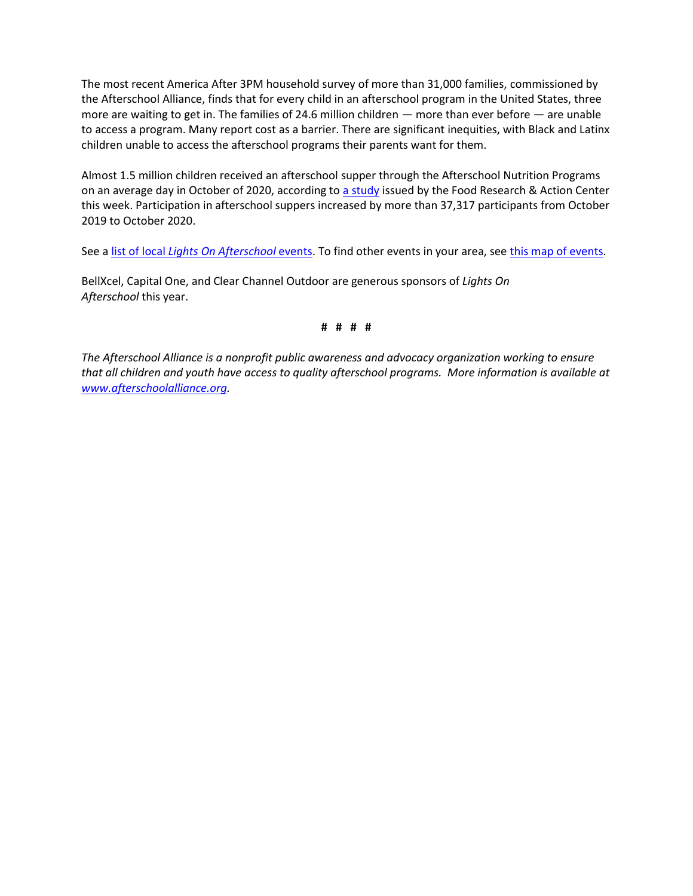The most recent America After 3PM household survey of more than 31,000 families, commissioned by the Afterschool Alliance, finds that for every child in an afterschool program in the United States, three more are waiting to get in. The families of 24.6 million children — more than ever before — are unable to access a program. Many report cost as a barrier. There are significant inequities, with Black and Latinx children unable to access the afterschool programs their parents want for them.

Almost 1.5 million children received an afterschool supper through the Afterschool Nutrition Programs on an average day in October of 2020, according to a study issued by the Food Research & Action Center this week. Participation in afterschool suppers increased by more than 37,317 participants from October 2019 to October 2020.

See a list of local *Lights On Afterschool* events. To find other events in your area, see this map of events.

BellXcel, Capital One, and Clear Channel Outdoor are generous sponsors of *Lights On Afterschool* this year.

# # # #

*The Afterschool Alliance is a nonprofit public awareness and advocacy organization working to ensure that all children and youth have access to quality afterschool programs. More information is available at www.afterschoolalliance.org.*